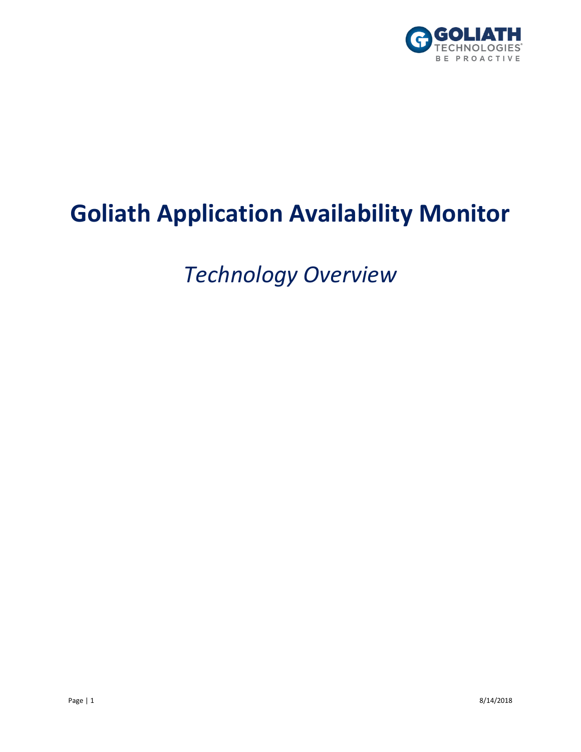# Goliath Application Availability Monitor

*Technology Overview*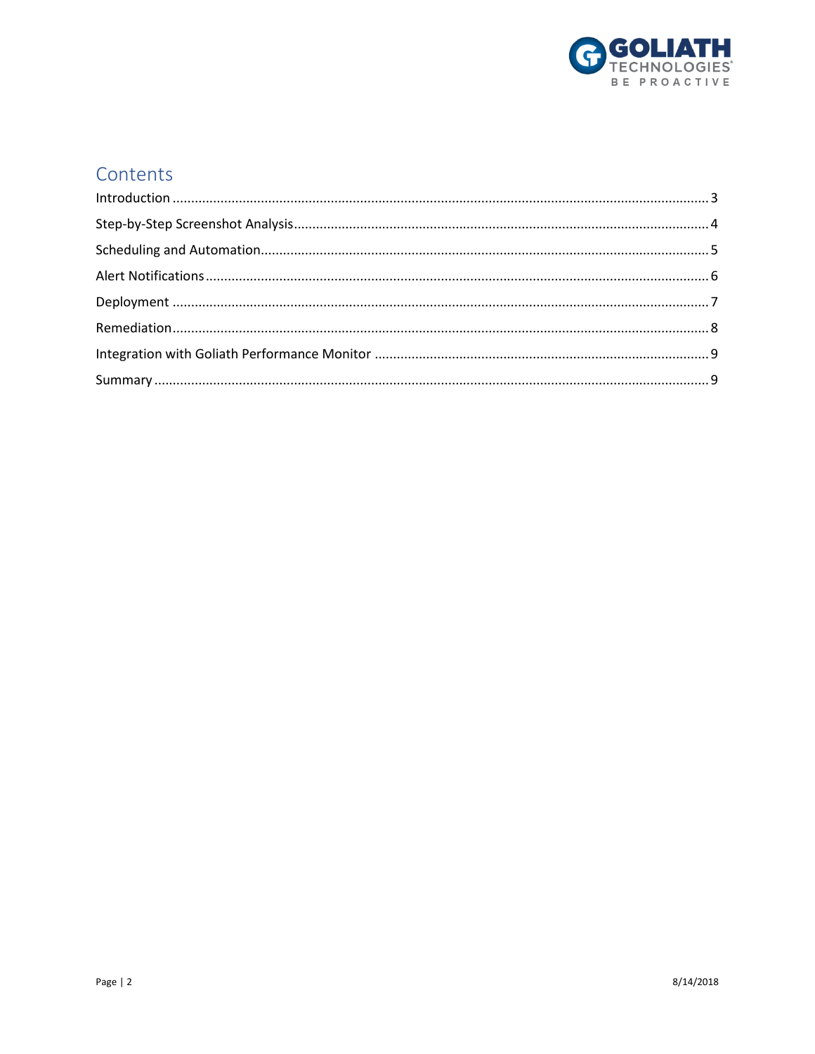# Contents

Introduction ........................................................................................................................................ 3

Step-by-Step Screenshot Analysis ........................................................................................................ 4

Scheduling and Automation ................................................................................................................. 5

Alert Notifications ................................................................................................................................ 6

Deployment ......................................................................................................................................... 7

Remediation ......................................................................................................................................... 8

Integration with Goliath Performance Monitor ................................................................................... 9

Summary .............................................................................................................................................. 9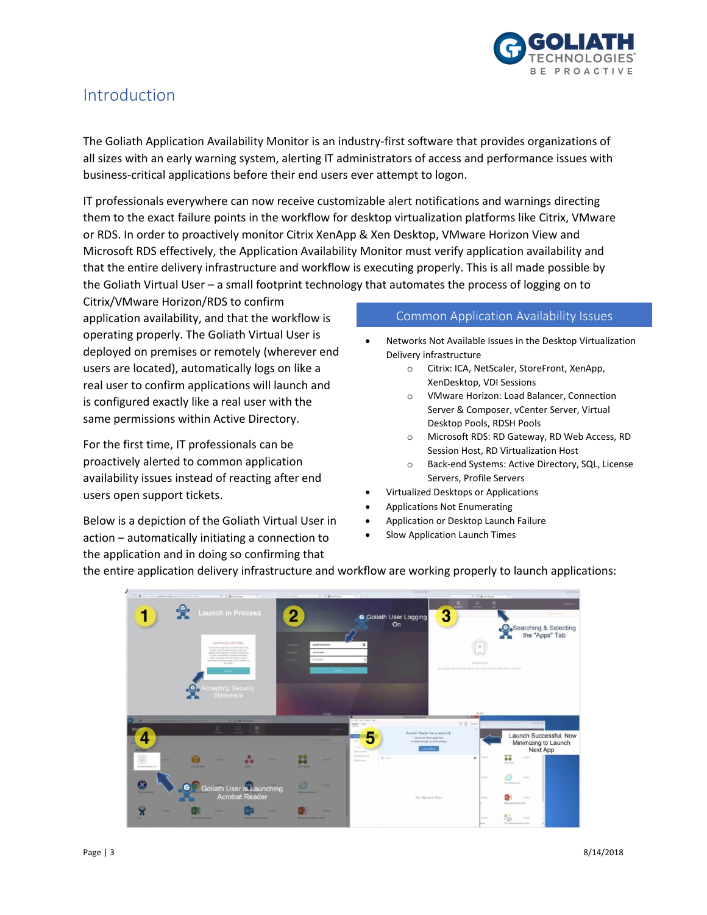# Introduction

The Goliath Application Availability Monitor is an industry-first software that provides organizations of all sizes with an early warning system, alerting IT administrators of access and performance issues with business-critical applications before their end users ever attempt to logon.

IT professionals everywhere can now receive customizable alert notifications and warnings directing them to the exact failure points in the workflow for desktop virtualization platforms like Citrix, VMware or RDS. In order to proactively monitor Citrix XenApp & Xen Desktop, VMware Horizon View and Microsoft RDS effectively, the Application Availability Monitor must verify application availability and that the entire delivery infrastructure and workflow is executing properly. This is all made possible by the Goliath Virtual User – a small footprint technology that automates the process of logging on to Citrix/VMware Horizon/RDS to confirm application availability, and that the workflow is operating properly. The Goliath Virtual User is deployed on premises or remotely (wherever end users are located), automatically logs on like a real user to confirm applications will launch and is configured exactly like a real user with the same permissions within Active Directory.

For the first time, IT professionals can be proactively alerted to common application availability issues instead of reacting after end users open support tickets.

Below is a depiction of the Goliath Virtual User in action – automatically initiating a connection to the application and in doing so confirming that the entire application delivery infrastructure and workflow are working properly to launch applications:

## Common Application Availability Issues

- Networks Not Available Issues in the Desktop Virtualization Delivery infrastructure
  - Citrix: ICA, NetScaler, StoreFront, XenApp, XenDesktop, VDI Sessions
  - VMware Horizon: Load Balancer, Connection Server & Composer, vCenter Server, Virtual Desktop Pools, RDSH Pools
  - Microsoft RDS: RD Gateway, RD Web Access, RD Session Host, RD Virtualization Host
  - Back-end Systems: Active Directory, SQL, License Servers, Profile Servers
- Virtualized Desktops or Applications
- Applications Not Enumerating
- Application or Desktop Launch Failure
- Slow Application Launch Times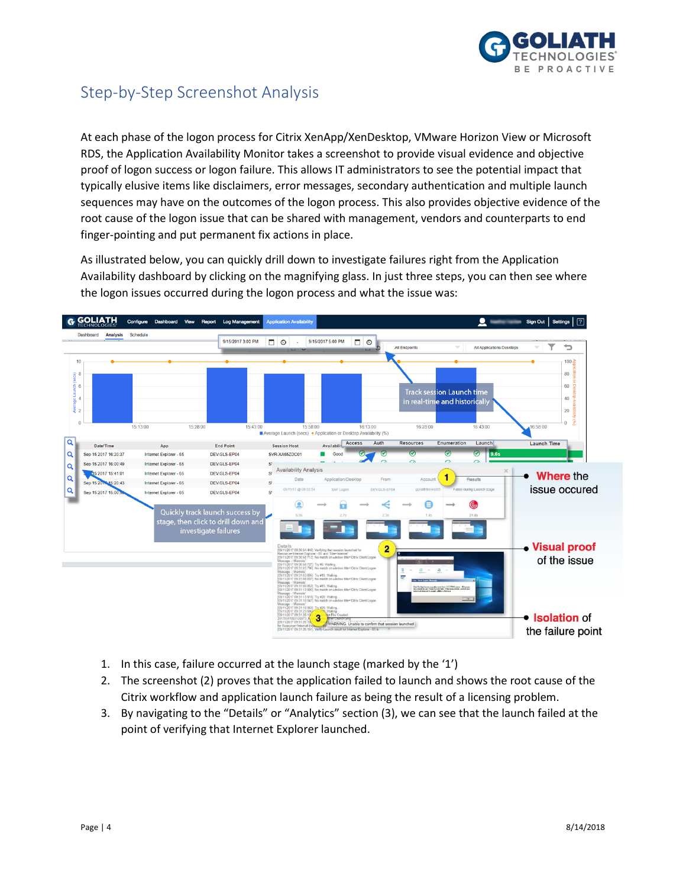## Step-by-Step Screenshot Analysis

At each phase of the logon process for Citrix XenApp/XenDesktop, VMware Horizon View or Microsoft RDS, the Application Availability Monitor takes a screenshot to provide visual evidence and objective proof of logon success or logon failure. This allows IT administrators to see the potential impact that typically elusive items like disclaimers, error messages, secondary authentication and multiple launch sequences may have on the outcomes of the logon process. This also provides objective evidence of the root cause of the logon issue that can be shared with management, vendors and counterparts to end finger-pointing and put permanent fix actions in place.

As illustrated below, you can quickly drill down to investigate failures right from the Application Availability dashboard by clicking on the magnifying glass. In just three steps, you can then see where the logon issues occurred during the logon process and what the issue was:

Track session Launch time in real-time and historically

Quickly track launch success by stage, then click to drill down and investigate failures

**Where** the issue occured

**Visual proof** of the issue

**Isolation** of the failure point

1. In this case, failure occurred at the launch stage (marked by the '1')
2. The screenshot (2) proves that the application failed to launch and shows the root cause of the Citrix workflow and application launch failure as being the result of a licensing problem.
3. By navigating to the "Details" or "Analytics" section (3), we can see that the launch failed at the point of verifying that Internet Explorer launched.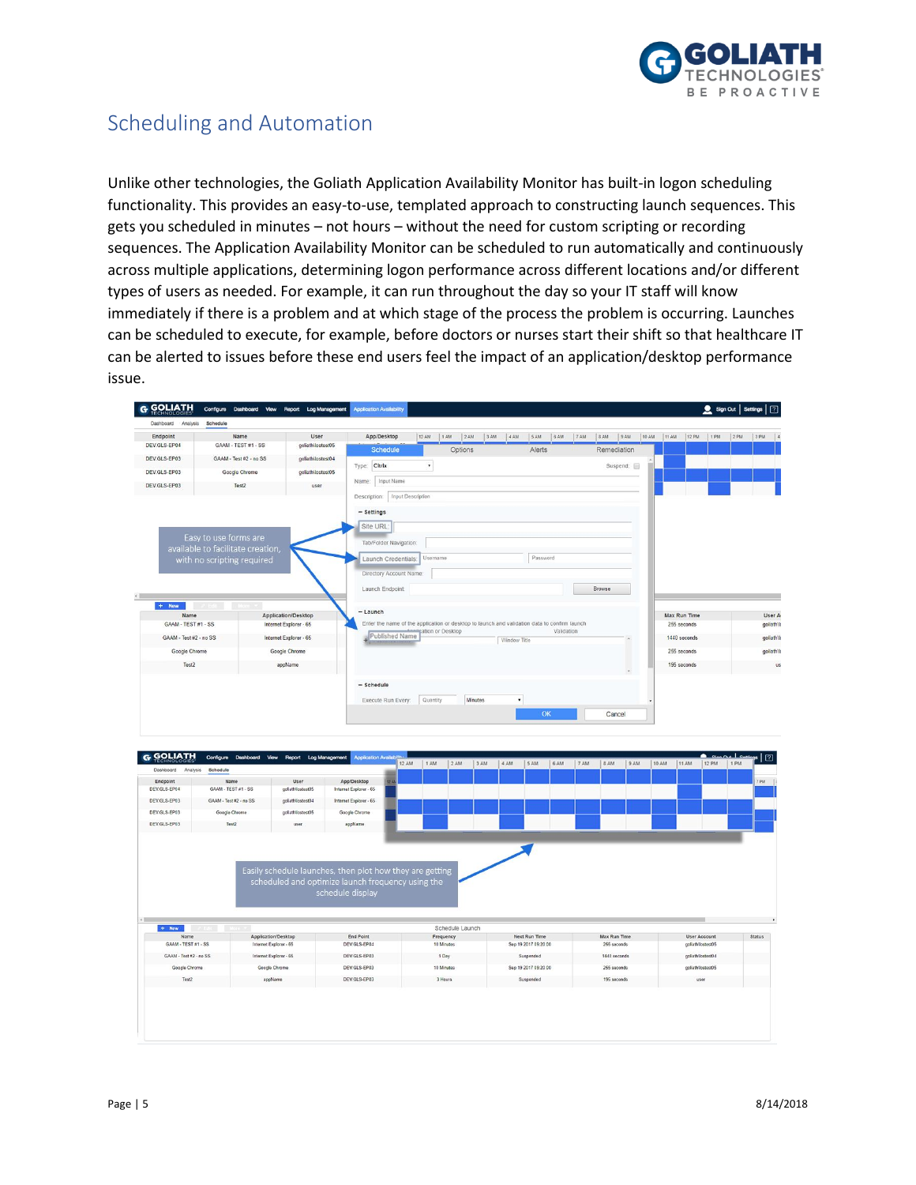# Scheduling and Automation

Unlike other technologies, the Goliath Application Availability Monitor has built-in logon scheduling functionality. This provides an easy-to-use, templated approach to constructing launch sequences. This gets you scheduled in minutes – not hours – without the need for custom scripting or recording sequences. The Application Availability Monitor can be scheduled to run automatically and continuously across multiple applications, determining logon performance across different locations and/or different types of users as needed. For example, it can run throughout the day so your IT staff will know immediately if there is a problem and at which stage of the process the problem is occurring. Launches can be scheduled to execute, for example, before doctors or nurses start their shift so that healthcare IT can be alerted to issues before these end users feel the impact of an application/desktop performance issue.

Easy to use forms are available to facilitate creation, with no scripting required

Easily schedule launches, then plot how they are getting scheduled and optimize launch frequency using the schedule display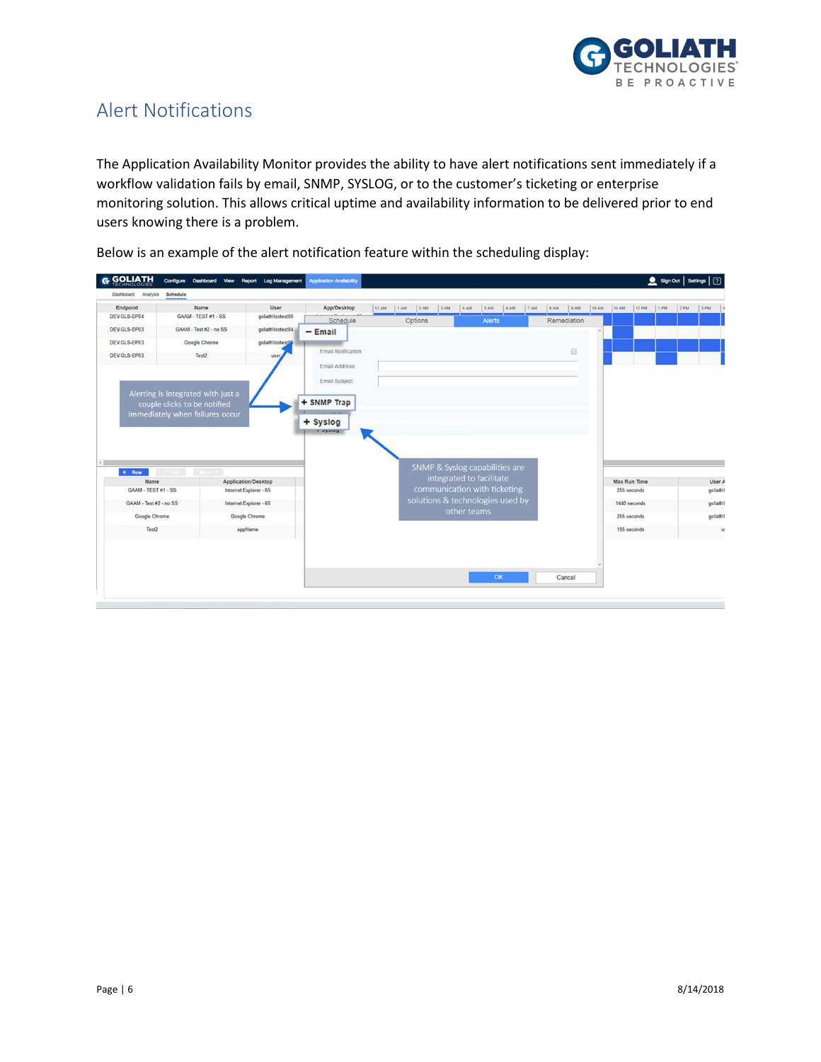# Alert Notifications

The Application Availability Monitor provides the ability to have alert notifications sent immediately if a workflow validation fails by email, SNMP, SYSLOG, or to the customer's ticketing or enterprise monitoring solution. This allows critical uptime and availability information to be delivered prior to end users knowing there is a problem.

Below is an example of the alert notification feature within the scheduling display: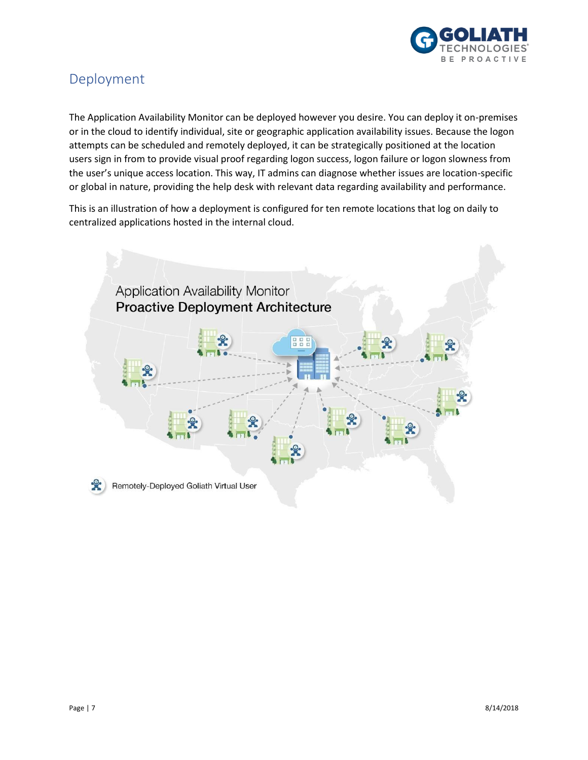## Deployment

The Application Availability Monitor can be deployed however you desire. You can deploy it on-premises or in the cloud to identify individual, site or geographic application availability issues. Because the logon attempts can be scheduled and remotely deployed, it can be strategically positioned at the location users sign in from to provide visual proof regarding logon success, logon failure or logon slowness from the user's unique access location. This way, IT admins can diagnose whether issues are location-specific or global in nature, providing the help desk with relevant data regarding availability and performance.

This is an illustration of how a deployment is configured for ten remote locations that log on daily to centralized applications hosted in the internal cloud.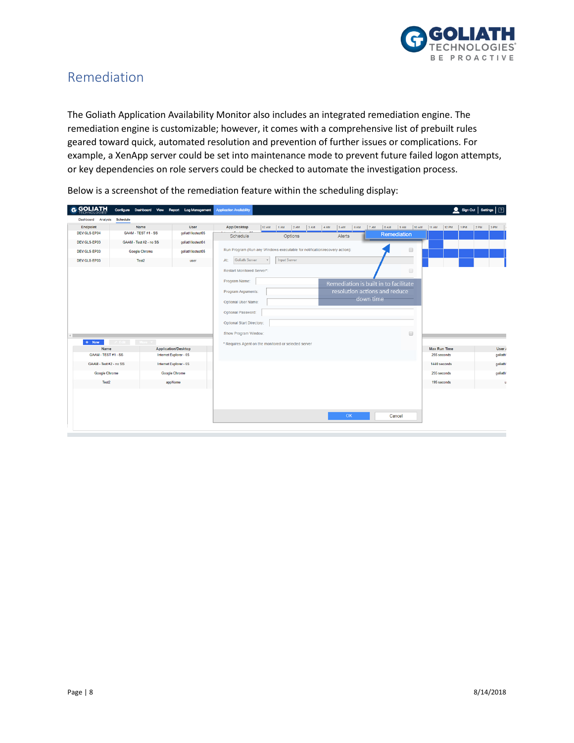# Remediation

The Goliath Application Availability Monitor also includes an integrated remediation engine. The remediation engine is customizable; however, it comes with a comprehensive list of prebuilt rules geared toward quick, automated resolution and prevention of further issues or complications. For example, a XenApp server could be set into maintenance mode to prevent future failed logon attempts, or key dependencies on role servers could be checked to automate the investigation process.

Below is a screenshot of the remediation feature within the scheduling display: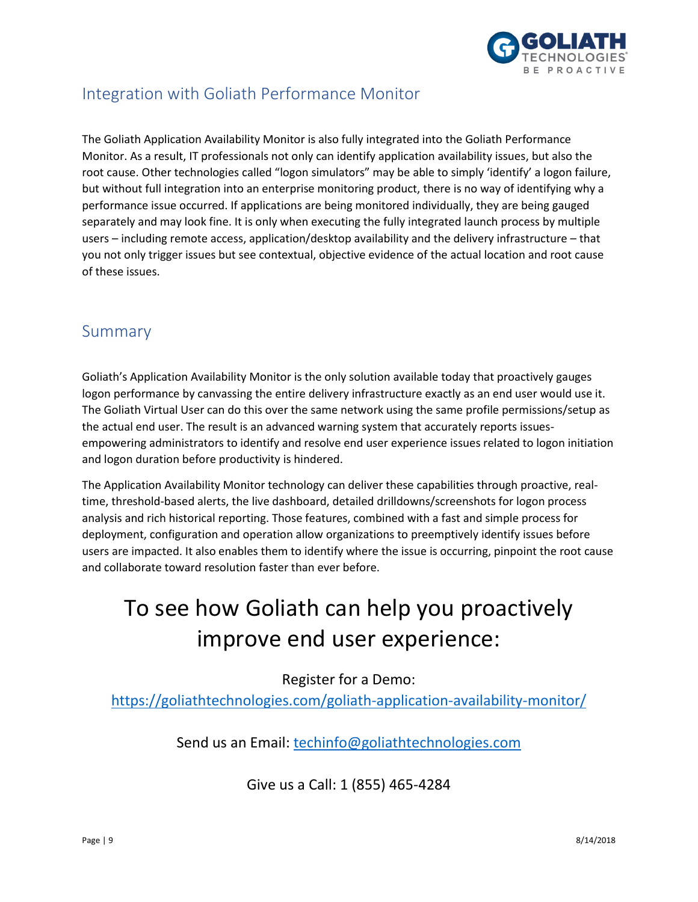## Integration with Goliath Performance Monitor

The Goliath Application Availability Monitor is also fully integrated into the Goliath Performance Monitor. As a result, IT professionals not only can identify application availability issues, but also the root cause. Other technologies called "logon simulators" may be able to simply 'identify' a logon failure, but without full integration into an enterprise monitoring product, there is no way of identifying why a performance issue occurred. If applications are being monitored individually, they are being gauged separately and may look fine. It is only when executing the fully integrated launch process by multiple users – including remote access, application/desktop availability and the delivery infrastructure – that you not only trigger issues but see contextual, objective evidence of the actual location and root cause of these issues.

## Summary

Goliath's Application Availability Monitor is the only solution available today that proactively gauges logon performance by canvassing the entire delivery infrastructure exactly as an end user would use it. The Goliath Virtual User can do this over the same network using the same profile permissions/setup as the actual end user. The result is an advanced warning system that accurately reports issues- empowering administrators to identify and resolve end user experience issues related to logon initiation and logon duration before productivity is hindered.

The Application Availability Monitor technology can deliver these capabilities through proactive, real-time, threshold-based alerts, the live dashboard, detailed drilldowns/screenshots for logon process analysis and rich historical reporting. Those features, combined with a fast and simple process for deployment, configuration and operation allow organizations to preemptively identify issues before users are impacted. It also enables them to identify where the issue is occurring, pinpoint the root cause and collaborate toward resolution faster than ever before.

# To see how Goliath can help you proactively improve end user experience:

Register for a Demo:
https://goliathtechnologies.com/goliath-application-availability-monitor/

Send us an Email: techinfo@goliathtechnologies.com

Give us a Call: 1 (855) 465-4284